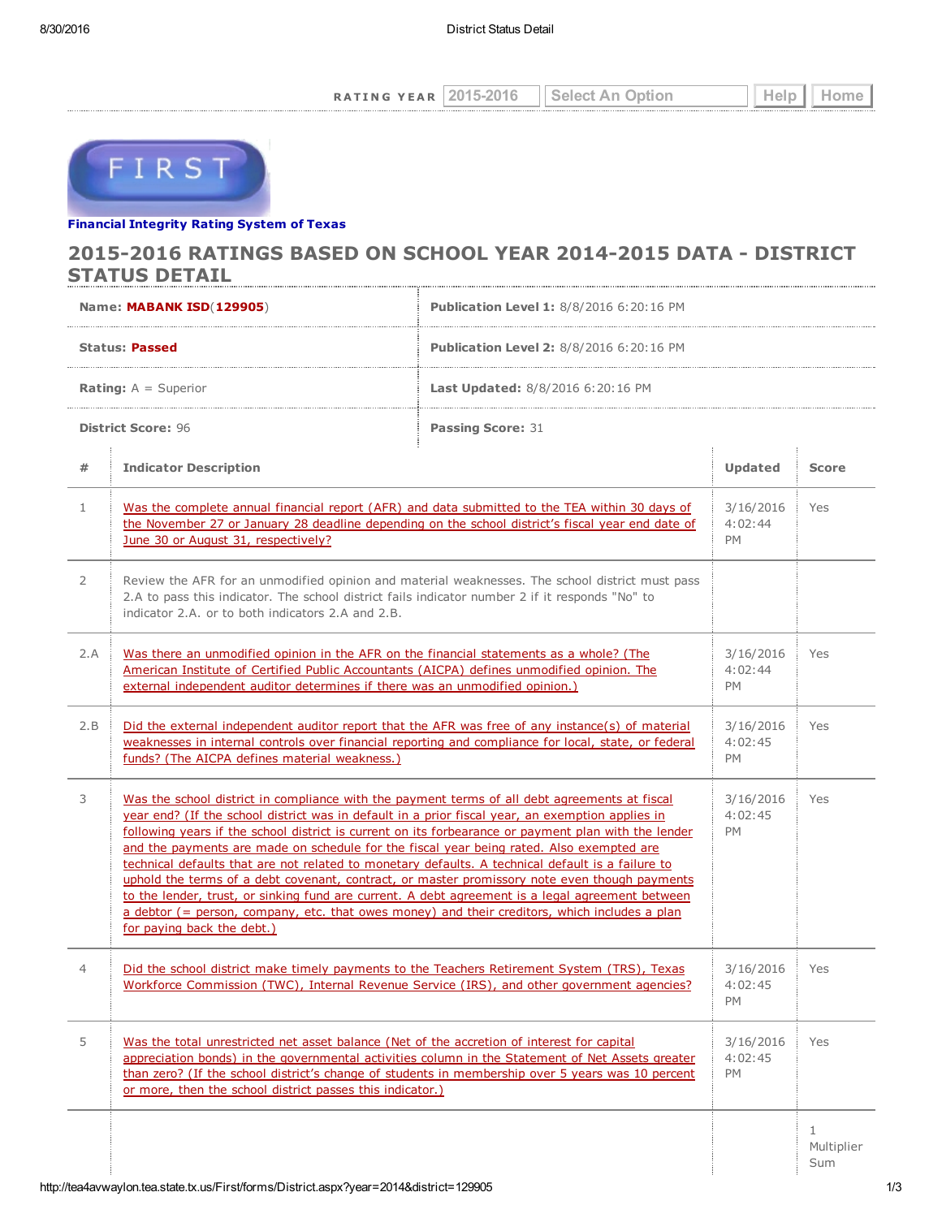RATING YEAR 2015-2016 Select An Option Help Home

FIRST

**Financial Integrity Rating System of Texas**

## 2015-2016 RATINGS BASED ON SCHOOL YEAR 2014-2015 DATA - DISTRICT STATUS DETAIL

| | |
|---|---|
| **Name:** **MABANK ISD**(**129905**) | **Publication Level 1:** 8/8/2016 6:20:16 PM |
| **Status:** **Passed** | **Publication Level 2:** 8/8/2016 6:20:16 PM |
| **Rating:** A = Superior | **Last Updated:** 8/8/2016 6:20:16 PM |
| **District Score:** 96 | **Passing Score:** 31 |

| # | Indicator Description | Updated | Score |
|---|---|---|---|
| 1 | Was the complete annual financial report (AFR) and data submitted to the TEA within 30 days of the November 27 or January 28 deadline depending on the school district's fiscal year end date of June 30 or August 31, respectively? | 3/16/2016 4:02:44 PM | Yes |
| 2 | Review the AFR for an unmodified opinion and material weaknesses. The school district must pass 2.A to pass this indicator. The school district fails indicator number 2 if it responds "No" to indicator 2.A. or to both indicators 2.A and 2.B. | | |
| 2.A | Was there an unmodified opinion in the AFR on the financial statements as a whole? (The American Institute of Certified Public Accountants (AICPA) defines unmodified opinion. The external independent auditor determines if there was an unmodified opinion.) | 3/16/2016 4:02:44 PM | Yes |
| 2.B | Did the external independent auditor report that the AFR was free of any instance(s) of material weaknesses in internal controls over financial reporting and compliance for local, state, or federal funds? (The AICPA defines material weakness.) | 3/16/2016 4:02:45 PM | Yes |
| 3 | Was the school district in compliance with the payment terms of all debt agreements at fiscal year end? (If the school district was in default in a prior fiscal year, an exemption applies in following years if the school district is current on its forbearance or payment plan with the lender and the payments are made on schedule for the fiscal year being rated. Also exempted are technical defaults that are not related to monetary defaults. A technical default is a failure to uphold the terms of a debt covenant, contract, or master promissory note even though payments to the lender, trust, or sinking fund are current. A debt agreement is a legal agreement between a debtor (= person, company, etc. that owes money) and their creditors, which includes a plan for paying back the debt.) | 3/16/2016 4:02:45 PM | Yes |
| 4 | Did the school district make timely payments to the Teachers Retirement System (TRS), Texas Workforce Commission (TWC), Internal Revenue Service (IRS), and other government agencies? | 3/16/2016 4:02:45 PM | Yes |
| 5 | Was the total unrestricted net asset balance (Net of the accretion of interest for capital appreciation bonds) in the governmental activities column in the Statement of Net Assets greater than zero? (If the school district's change of students in membership over 5 years was 10 percent or more, then the school district passes this indicator.) | 3/16/2016 4:02:45 PM | Yes |
| | | | 1 Multiplier Sum |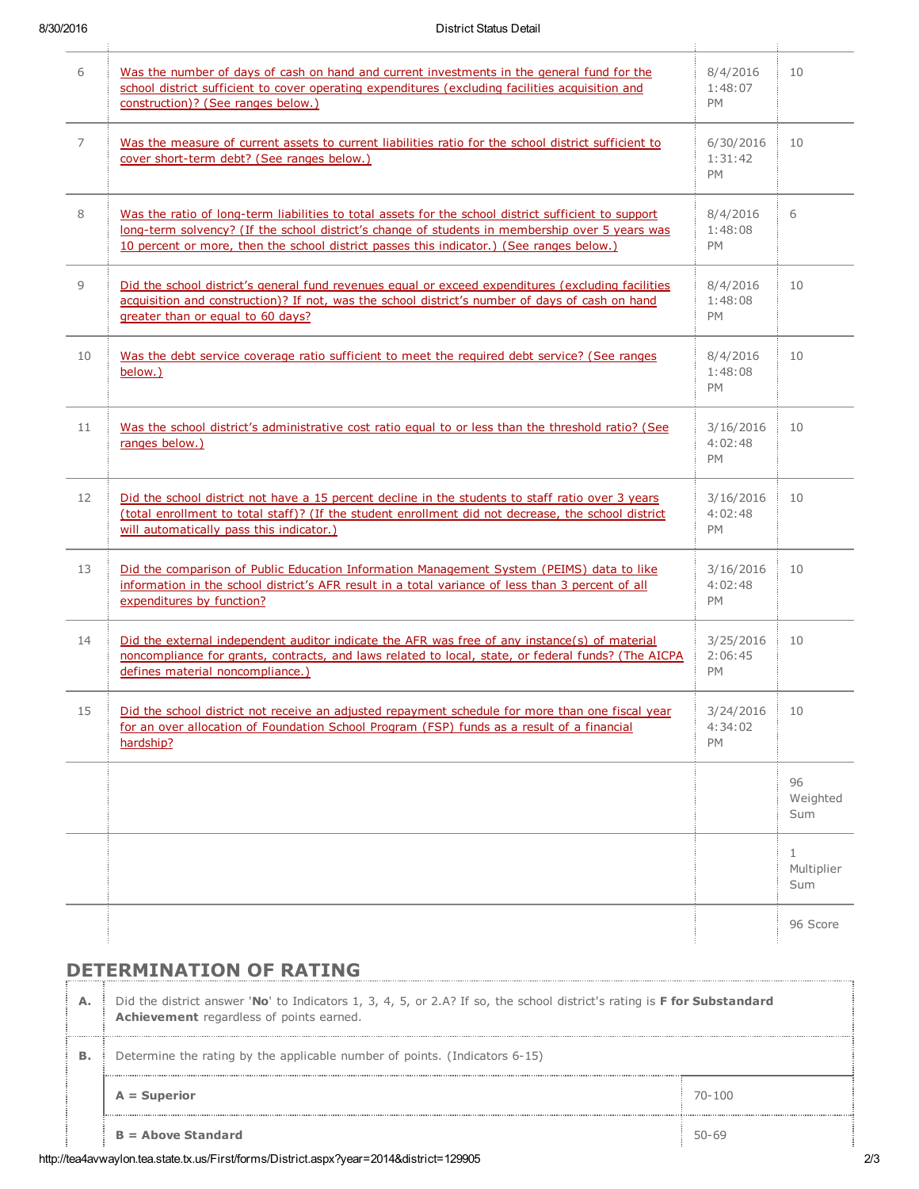| | | | |
|---|---|---|---|
| 6 | Was the number of days of cash on hand and current investments in the general fund for the school district sufficient to cover operating expenditures (excluding facilities acquisition and construction)? (See ranges below.) | 8/4/2016 1:48:07 PM | 10 |
| 7 | Was the measure of current assets to current liabilities ratio for the school district sufficient to cover short-term debt? (See ranges below.) | 6/30/2016 1:31:42 PM | 10 |
| 8 | Was the ratio of long-term liabilities to total assets for the school district sufficient to support long-term solvency? (If the school district's change of students in membership over 5 years was 10 percent or more, then the school district passes this indicator.) (See ranges below.) | 8/4/2016 1:48:08 PM | 6 |
| 9 | Did the school district's general fund revenues equal or exceed expenditures (excluding facilities acquisition and construction)? If not, was the school district's number of days of cash on hand greater than or equal to 60 days? | 8/4/2016 1:48:08 PM | 10 |
| 10 | Was the debt service coverage ratio sufficient to meet the required debt service? (See ranges below.) | 8/4/2016 1:48:08 PM | 10 |
| 11 | Was the school district's administrative cost ratio equal to or less than the threshold ratio? (See ranges below.) | 3/16/2016 4:02:48 PM | 10 |
| 12 | Did the school district not have a 15 percent decline in the students to staff ratio over 3 years (total enrollment to total staff)? (If the student enrollment did not decrease, the school district will automatically pass this indicator.) | 3/16/2016 4:02:48 PM | 10 |
| 13 | Did the comparison of Public Education Information Management System (PEIMS) data to like information in the school district's AFR result in a total variance of less than 3 percent of all expenditures by function? | 3/16/2016 4:02:48 PM | 10 |
| 14 | Did the external independent auditor indicate the AFR was free of any instance(s) of material noncompliance for grants, contracts, and laws related to local, state, or federal funds? (The AICPA defines material noncompliance.) | 3/25/2016 2:06:45 PM | 10 |
| 15 | Did the school district not receive an adjusted repayment schedule for more than one fiscal year for an over allocation of Foundation School Program (FSP) funds as a result of a financial hardship? | 3/24/2016 4:34:02 PM | 10 |
| | | | 96 Weighted Sum |
| | | | 1 Multiplier Sum |
| | | | 96 Score |

## DETERMINATION OF RATING

| | | |
|---|---|---|
| **A.** | Did the district answer '**No**' to Indicators 1, 3, 4, 5, or 2.A? If so, the school district's rating is **F for Substandard Achievement** regardless of points earned. | |
| **B.** | Determine the rating by the applicable number of points. (Indicators 6-15) | |
| | **A = Superior** | 70-100 |
| | **B = Above Standard** | 50-69 |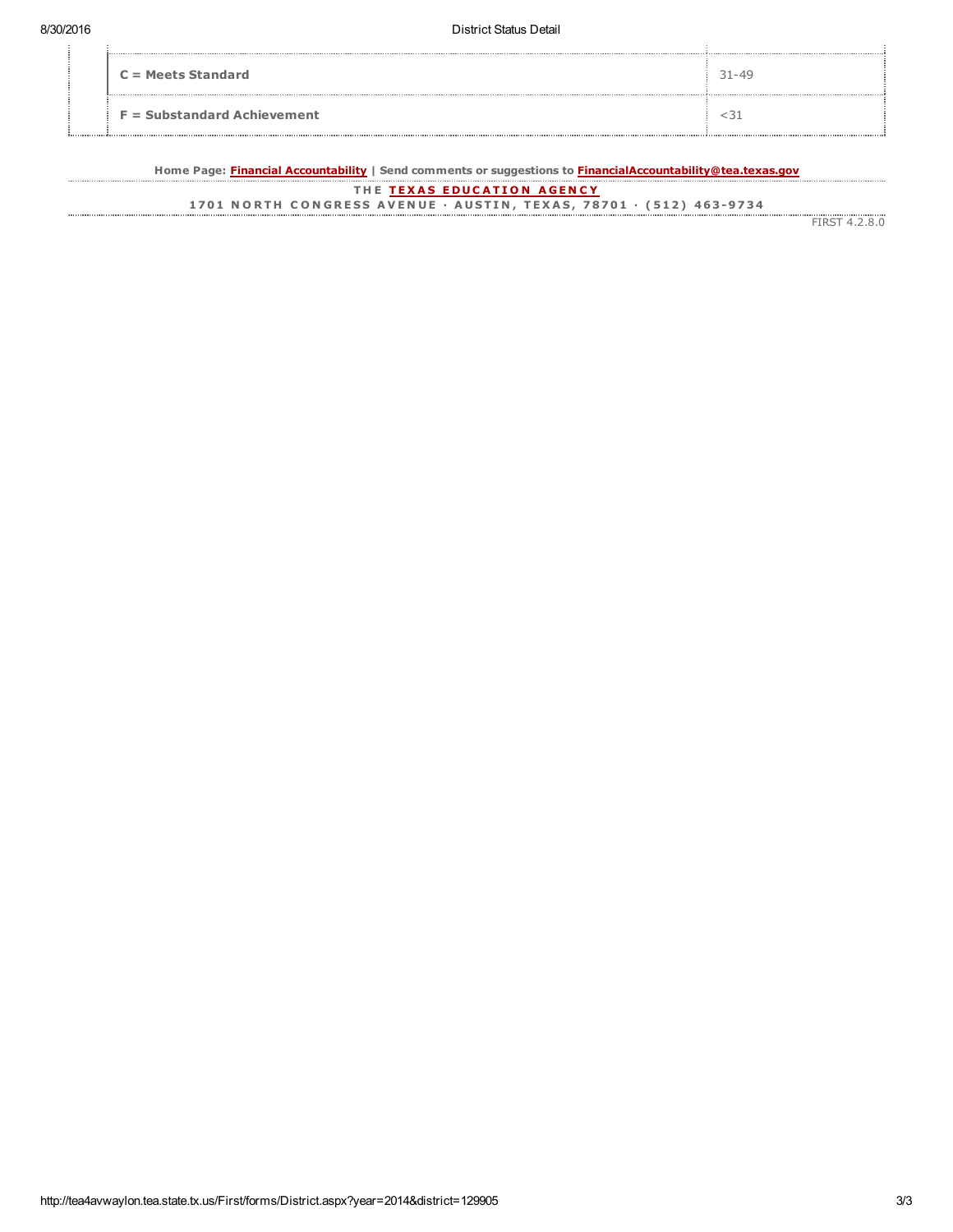| | |
|---|---|
| **C = Meets Standard** | 31-49 |
| **F = Substandard Achievement** | <31 |

**Home Page: Financial Accountability | Send comments or suggestions to FinancialAccountability@tea.texas.gov**

**THE TEXAS EDUCATION AGENCY**

**1701 NORTH CONGRESS AVENUE · AUSTIN, TEXAS, 78701 · (512) 463-9734**

FIRST 4.2.8.0